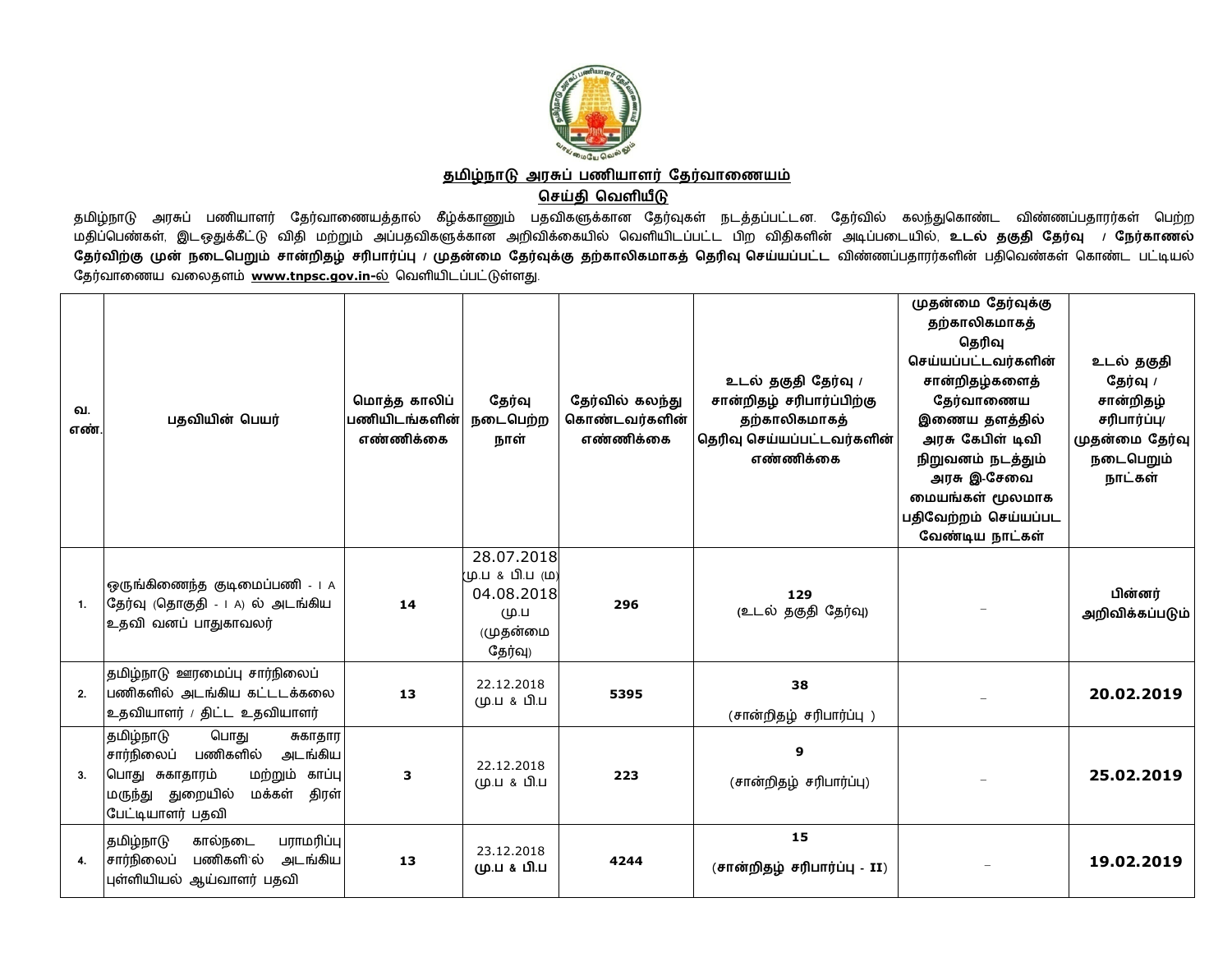## தமிழ்நாடு அரசுப் பணியாளர் தேர்வாணையம்

## செய்தி வெளியீடு

தமிழ்நாடு அரசுப் பணியாளர் தேர்வாணையத்தால் கீழ்க்காணும் பதவிகளுக்கான தேர்வுகள் நடத்தப்பட்டன. தேர்வில் கலந்துகொண்ட விண்ணப்பதாரர்கள் பெற்ற மதிப்பெண்கள், இடஒதுக்கீட்டு விதி மற்றும் அப்பதவிகளுக்கான அறிவிக்கையில் வெளியிடப்பட்ட பிற விதிகளின் அடிப்படையில், **உடல் தகுதி தேர்வு / நேர்காணல் தேர்விற்கு முன் நடைபெறும் சான்றிதழ் சரிபார்ப்பு / முதன்மை தேர்வுக்கு தற்காலிகமாகத் தெரிவு செய்யப்பட்ட** விண்ணப்பதாரர்களின் பதிவெண்கள் கொண்ட பட்டியல் தேர்வாணைய வலைதளம் **www.tnpsc.gov.in-ல்** வெளியிடப்பட்டுள்ளது.

| வ. எண். | பதவியின் பெயர் | மொத்த காலிப் பணியிடங்களின் எண்ணிக்கை | தேர்வு நடைபெற்ற நாள் | தேர்வில் கலந்து கொண்டவர்களின் எண்ணிக்கை | உடல் தகுதி தேர்வு / சான்றிதழ் சரிபார்ப்பிற்கு தற்காலிகமாகத் தெரிவு செய்யப்பட்டவர்களின் எண்ணிக்கை | முதன்மை தேர்வுக்கு தற்காலிகமாகத் தெரிவு செய்யப்பட்டவர்களின் சான்றிதழ்களைத் தேர்வாணைய இணைய தளத்தில் அரசு கேபிள் டிவி நிறுவனம் நடத்தும் அரசு இ-சேவை மையங்கள் மூலமாக பதிவேற்றம் செய்யப்பட வேண்டிய நாட்கள் | உடல் தகுதி தேர்வு / சான்றிதழ் சரிபார்ப்பு/ முதன்மை தேர்வு நடைபெறும் நாட்கள் |
|---|---|---|---|---|---|---|---|
| 1. | ஒருங்கிணைந்த குடிமைப்பணி - I A தேர்வு (தொகுதி - I A) ல் அடங்கிய உதவி வனப் பாதுகாவலர் | 14 | 28.07.2018 (மு.ப & பி.ப (ம) 04.08.2018 மு.ப (முதன்மை தேர்வு) | 296 | 129 (உடல் தகுதி தேர்வு) | – | **பின்னர் அறிவிக்கப்படும்** |
| 2. | தமிழ்நாடு ஊரமைப்பு சார்நிலைப் பணிகளில் அடங்கிய கட்டடக்கலை உதவியாளர் / திட்ட உதவியாளர் | 13 | 22.12.2018 மு.ப & பி.ப | 5395 | 38 (சான்றிதழ் சரிபார்ப்பு ) | – | **20.02.2019** |
| 3. | தமிழ்நாடு பொது சுகாதார சார்நிலைப் பணிகளில் அடங்கிய பொது சுகாதாரம் மற்றும் காப்பு மருந்து துறையில் மக்கள் திரள் பேட்டியாளர் பதவி | 3 | 22.12.2018 மு.ப & பி.ப | 223 | 9 (சான்றிதழ் சரிபார்ப்பு) | – | **25.02.2019** |
| 4. | தமிழ்நாடு கால்நடை பராமரிப்பு சார்நிலைப் பணிகளில் அடங்கிய புள்ளியியல் ஆய்வாளர் பதவி | 13 | 23.12.2018 **மு.ப & பி.ப** | 4244 | 15 (**சான்றிதழ் சரிபார்ப்பு - II**) | – | **19.02.2019** |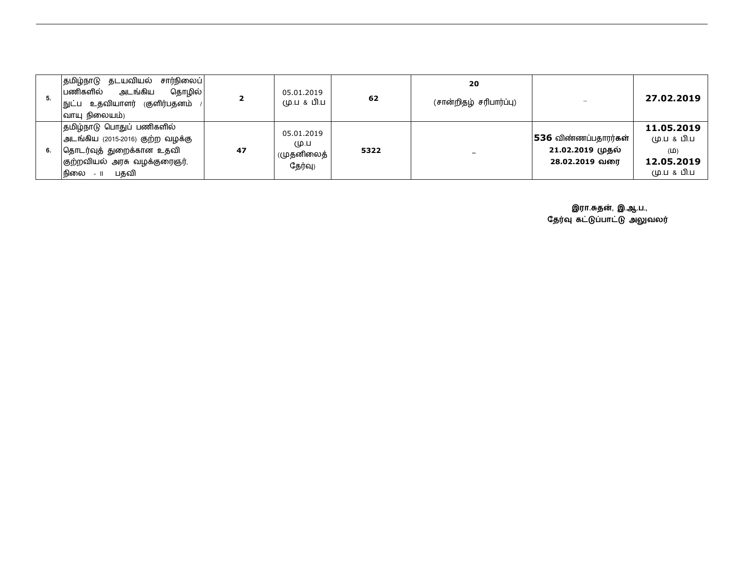| | | | | | | | |
|---|---|---|---|---|---|---|---|
| 5. | தமிழ்நாடு தடயவியல் சார்நிலைப் பணிகளில் அடங்கிய தொழில் நுட்ப உதவியாளர் (குளிர்பதனம் / வாயு நிலையம்) | **2** | 05.01.2019 மு.ப & பி.ப | **62** | **20** (சான்றிதழ் சரிபார்ப்பு) | – | **27.02.2019** |
| 6. | தமிழ்நாடு பொதுப் பணிகளில் அடங்கிய (2015-2016) குற்ற வழக்கு தொடர்வுத் துறைக்கான உதவி குற்றவியல் அரசு வழக்குரைஞர், நிலை - II பதவி | **47** | 05.01.2019 மு.ப (முதனிலைத் தேர்வு) | **5322** | – | **536** விண்ணப்பதாரர்கள் **21.02.2019 முதல் 28.02.2019 வரை** | **11.05.2019** மு.ப & பி.ப (ம) **12.05.2019** மு.ப & பி.ப |

**இரா.சுதன், இ.ஆ.ப.,**
**தேர்வு கட்டுப்பாட்டு அலுவலர்**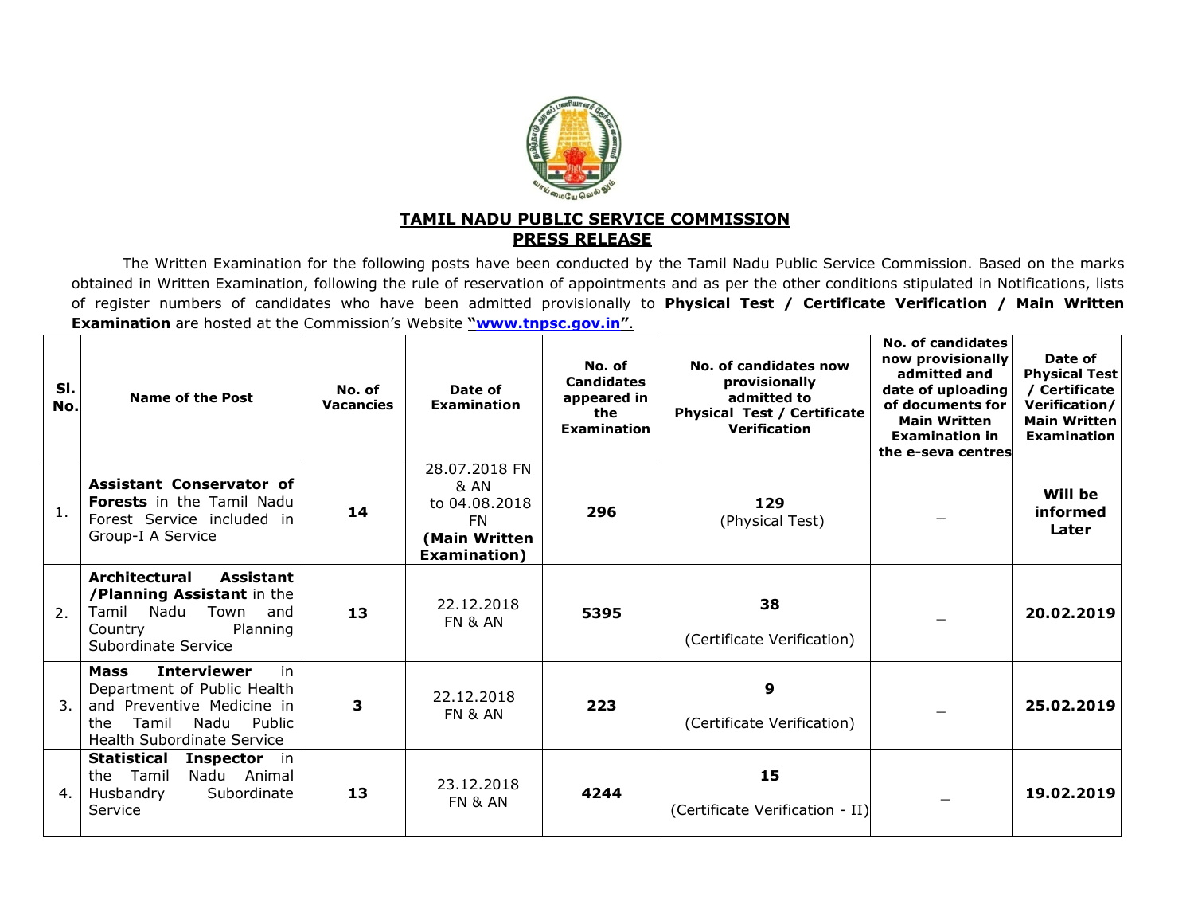# TAMIL NADU PUBLIC SERVICE COMMISSION
## PRESS RELEASE

The Written Examination for the following posts have been conducted by the Tamil Nadu Public Service Commission. Based on the marks obtained in Written Examination, following the rule of reservation of appointments and as per the other conditions stipulated in Notifications, lists of register numbers of candidates who have been admitted provisionally to **Physical Test / Certificate Verification / Main Written Examination** are hosted at the Commission's Website **"www.tnpsc.gov.in"**.

| Sl. No. | Name of the Post | No. of Vacancies | Date of Examination | No. of Candidates appeared in the Examination | No. of candidates now provisionally admitted to Physical Test / Certificate Verification | No. of candidates now provisionally admitted and date of uploading of documents for Main Written Examination in the e-seva centres | Date of Physical Test / Certificate Verification/ Main Written Examination |
|---|---|---|---|---|---|---|---|
| 1. | **Assistant Conservator of Forests** in the Tamil Nadu Forest Service included in Group-I A Service | **14** | 28.07.2018 FN & AN to 04.08.2018 FN **(Main Written Examination)** | **296** | **129** (Physical Test) | – | **Will be informed Later** |
| 2. | **Architectural Assistant /Planning Assistant** in the Tamil Nadu Town and Country Planning Subordinate Service | **13** | 22.12.2018 FN & AN | **5395** | **38** (Certificate Verification) | – | **20.02.2019** |
| 3. | **Mass Interviewer** in Department of Public Health and Preventive Medicine in the Tamil Nadu Public Health Subordinate Service | **3** | 22.12.2018 FN & AN | **223** | **9** (Certificate Verification) | – | **25.02.2019** |
| 4. | **Statistical Inspector** in the Tamil Nadu Animal Husbandry Subordinate Service | **13** | 23.12.2018 FN & AN | **4244** | **15** (Certificate Verification - II) | – | **19.02.2019** |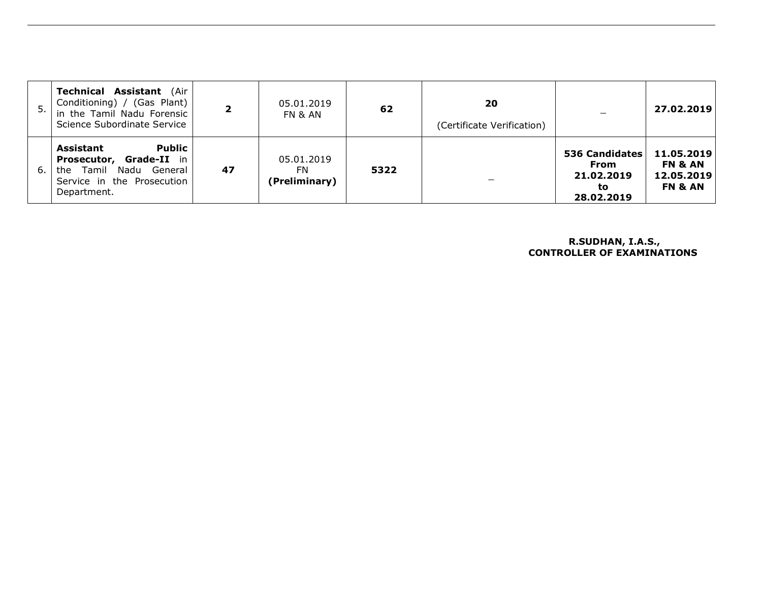| | | | | | | | |
|---|---|---|---|---|---|---|---|
| 5. | **Technical Assistant** (Air Conditioning) / (Gas Plant) in the Tamil Nadu Forensic Science Subordinate Service | **2** | 05.01.2019 FN & AN | **62** | **20** (Certificate Verification) | – | **27.02.2019** |
| 6. | **Assistant Public Prosecutor, Grade-II** in the Tamil Nadu General Service in the Prosecution Department. | **47** | 05.01.2019 FN **(Preliminary)** | **5322** | – | **536 Candidates From 21.02.2019 to 28.02.2019** | **11.05.2019 FN & AN 12.05.2019 FN & AN** |

**R.SUDHAN, I.A.S.,**
**CONTROLLER OF EXAMINATIONS**